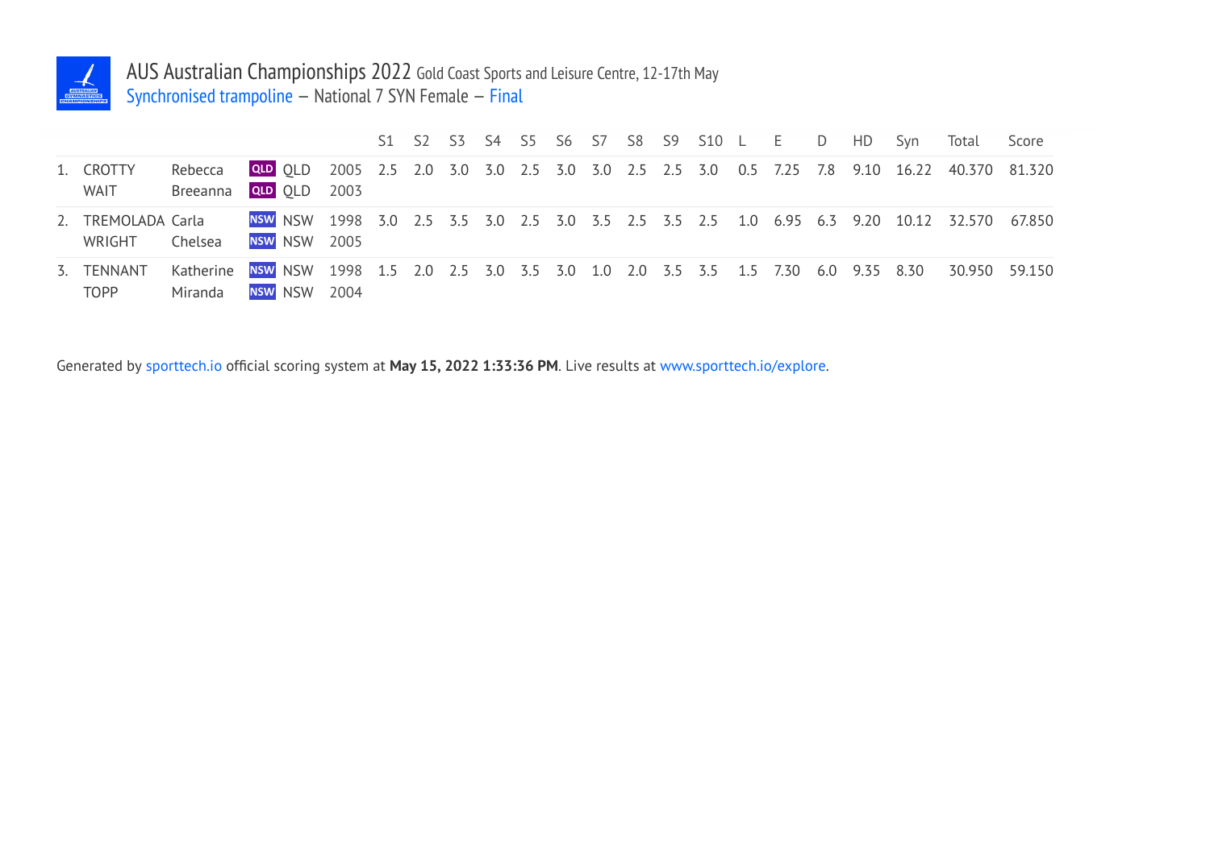# AUS Australian Championships 2022 Gold Coast Sports and Leisure Centre, 12-17th May

Synchronised trampoline – National 7 SYN Female – Final

| | | | | | | S1 | S2 | S3 | S4 | S5 | S6 | S7 | S8 | S9 | S10 | L | E | D | HD | Syn | Total | Score |
|---|---|---|---|---|---|---|---|---|---|---|---|---|---|---|---|---|---|---|---|---|---|---|
| 1. | CROTTY<br>WAIT | Rebecca<br>Breeanna | QLD<br>QLD | QLD<br>QLD | 2005<br>2003 | 2.5 | 2.0 | 3.0 | 3.0 | 2.5 | 3.0 | 3.0 | 2.5 | 2.5 | 3.0 | 0.5 | 7.25 | 7.8 | 9.10 | 16.22 | 40.370 | 81.320 |
| 2. | TREMOLADA<br>WRIGHT | Carla<br>Chelsea | NSW<br>NSW | NSW<br>NSW | 1998<br>2005 | 3.0 | 2.5 | 3.5 | 3.0 | 2.5 | 3.0 | 3.5 | 2.5 | 3.5 | 2.5 | 1.0 | 6.95 | 6.3 | 9.20 | 10.12 | 32.570 | 67.850 |
| 3. | TENNANT<br>TOPP | Katherine<br>Miranda | NSW<br>NSW | NSW<br>NSW | 1998<br>2004 | 1.5 | 2.0 | 2.5 | 3.0 | 3.5 | 3.0 | 1.0 | 2.0 | 3.5 | 3.5 | 1.5 | 7.30 | 6.0 | 9.35 | 8.30 | 30.950 | 59.150 |

Generated by sporttech.io official scoring system at **May 15, 2022 1:33:36 PM**. Live results at www.sporttech.io/explore.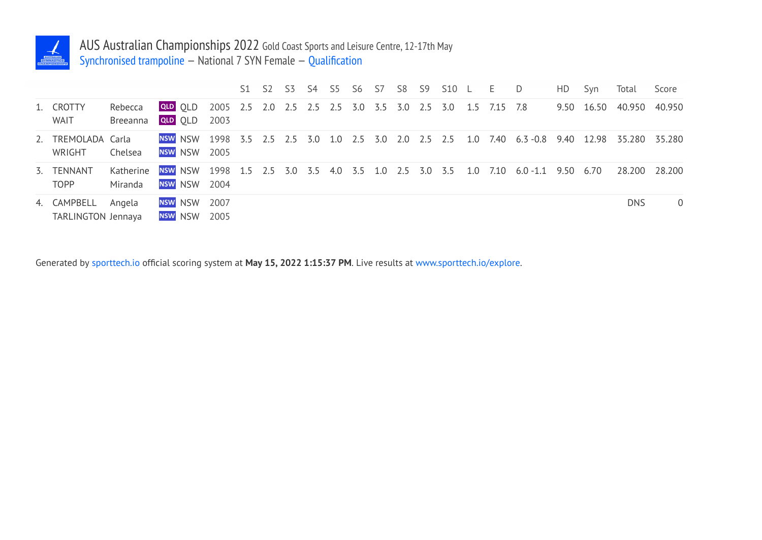# AUS Australian Championships 2022 Gold Coast Sports and Leisure Centre, 12-17th May

Synchronised trampoline – National 7 SYN Female – Qualification

| | | | | | | S1 | S2 | S3 | S4 | S5 | S6 | S7 | S8 | S9 | S10 | L | E | D | HD | Syn | Total | Score |
|---|---|---|---|---|---|---|---|---|---|---|---|---|---|---|---|---|---|---|---|---|---|---|
| 1. | CROTTY<br>WAIT | Rebecca<br>Breeanna | QLD<br>QLD | QLD<br>QLD | 2005<br>2003 | 2.5 | 2.0 | 2.5 | 2.5 | 2.5 | 3.0 | 3.5 | 3.0 | 2.5 | 3.0 | 1.5 | 7.15 | 7.8 | 9.50 | 16.50 | 40.950 | 40.950 |
| 2. | TREMOLADA<br>WRIGHT | Carla<br>Chelsea | NSW<br>NSW | NSW<br>NSW | 1998<br>2005 | 3.5 | 2.5 | 2.5 | 3.0 | 1.0 | 2.5 | 3.0 | 2.0 | 2.5 | 2.5 | 1.0 | 7.40 | 6.3 -0.8 | 9.40 | 12.98 | 35.280 | 35.280 |
| 3. | TENNANT<br>TOPP | Katherine<br>Miranda | NSW<br>NSW | NSW<br>NSW | 1998<br>2004 | 1.5 | 2.5 | 3.0 | 3.5 | 4.0 | 3.5 | 1.0 | 2.5 | 3.0 | 3.5 | 1.0 | 7.10 | 6.0 -1.1 | 9.50 | 6.70 | 28.200 | 28.200 |
| 4. | CAMPBELL<br>TARLINGTON | Angela<br>Jennaya | NSW<br>NSW | NSW<br>NSW | 2007<br>2005 | | | | | | | | | | | | | | | | DNS | 0 |

Generated by sporttech.io official scoring system at **May 15, 2022 1:15:37 PM**. Live results at www.sporttech.io/explore.